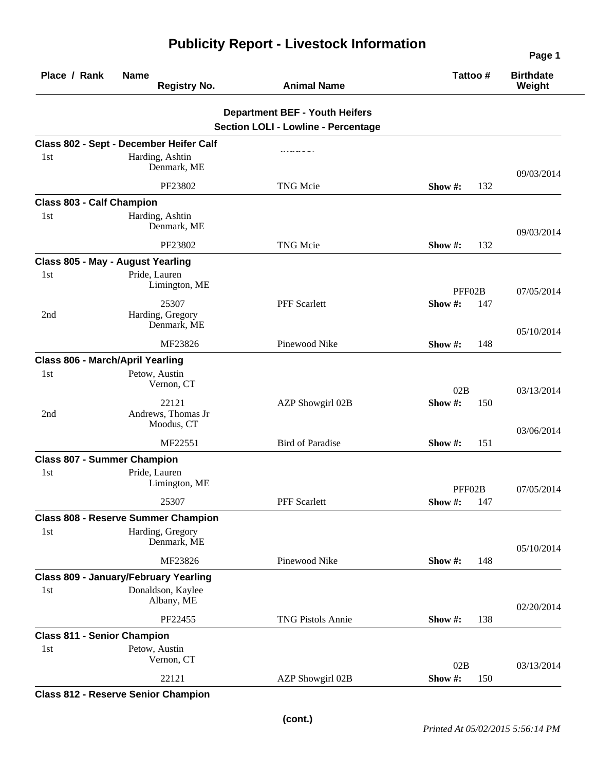# Publicity Report - Livestock Information

| Place / Rank | Name / Registry No. | Animal Name | Tattoo # | Birthdate / Weight |
|---|---|---|---|---|

## Department BEF - Youth Heifers

### Section LOLI - Lowline - Percentage

**Class 802 - Sept - December Heifer Calf**

| Place / Rank | Name / Registry No. | Animal Name | Tattoo # | Birthdate / Weight |
|---|---|---|---|---|
| 1st | Harding, Ashtin<br>Denmark, ME<br>PF23802 | TNG Mcie | Show #: 132 | 09/03/2014 |

**Class 803 - Calf Champion**

| Place / Rank | Name / Registry No. | Animal Name | Tattoo # | Birthdate / Weight |
|---|---|---|---|---|
| 1st | Harding, Ashtin<br>Denmark, ME<br>PF23802 | TNG Mcie | Show #: 132 | 09/03/2014 |

**Class 805 - May - August Yearling**

| Place / Rank | Name / Registry No. | Animal Name | Tattoo # | Birthdate / Weight |
|---|---|---|---|---|
| 1st | Pride, Lauren<br>Limington, ME<br>25307 | PFF Scarlett | PFF02B<br>Show #: 147 | 07/05/2014 |
| 2nd | Harding, Gregory<br>Denmark, ME<br>MF23826 | Pinewood Nike | Show #: 148 | 05/10/2014 |

**Class 806 - March/April Yearling**

| Place / Rank | Name / Registry No. | Animal Name | Tattoo # | Birthdate / Weight |
|---|---|---|---|---|
| 1st | Petow, Austin<br>Vernon, CT<br>22121 | AZP Showgirl 02B | 02B<br>Show #: 150 | 03/13/2014 |
| 2nd | Andrews, Thomas Jr<br>Moodus, CT<br>MF22551 | Bird of Paradise | Show #: 151 | 03/06/2014 |

**Class 807 - Summer Champion**

| Place / Rank | Name / Registry No. | Animal Name | Tattoo # | Birthdate / Weight |
|---|---|---|---|---|
| 1st | Pride, Lauren<br>Limington, ME<br>25307 | PFF Scarlett | PFF02B<br>Show #: 147 | 07/05/2014 |

**Class 808 - Reserve Summer Champion**

| Place / Rank | Name / Registry No. | Animal Name | Tattoo # | Birthdate / Weight |
|---|---|---|---|---|
| 1st | Harding, Gregory<br>Denmark, ME<br>MF23826 | Pinewood Nike | Show #: 148 | 05/10/2014 |

**Class 809 - January/February Yearling**

| Place / Rank | Name / Registry No. | Animal Name | Tattoo # | Birthdate / Weight |
|---|---|---|---|---|
| 1st | Donaldson, Kaylee<br>Albany, ME<br>PF22455 | TNG Pistols Annie | Show #: 138 | 02/20/2014 |

**Class 811 - Senior Champion**

| Place / Rank | Name / Registry No. | Animal Name | Tattoo # | Birthdate / Weight |
|---|---|---|---|---|
| 1st | Petow, Austin<br>Vernon, CT<br>22121 | AZP Showgirl 02B | 02B<br>Show #: 150 | 03/13/2014 |

**Class 812 - Reserve Senior Champion**

(cont.)

*Printed At 05/02/2015 5:56:14 PM*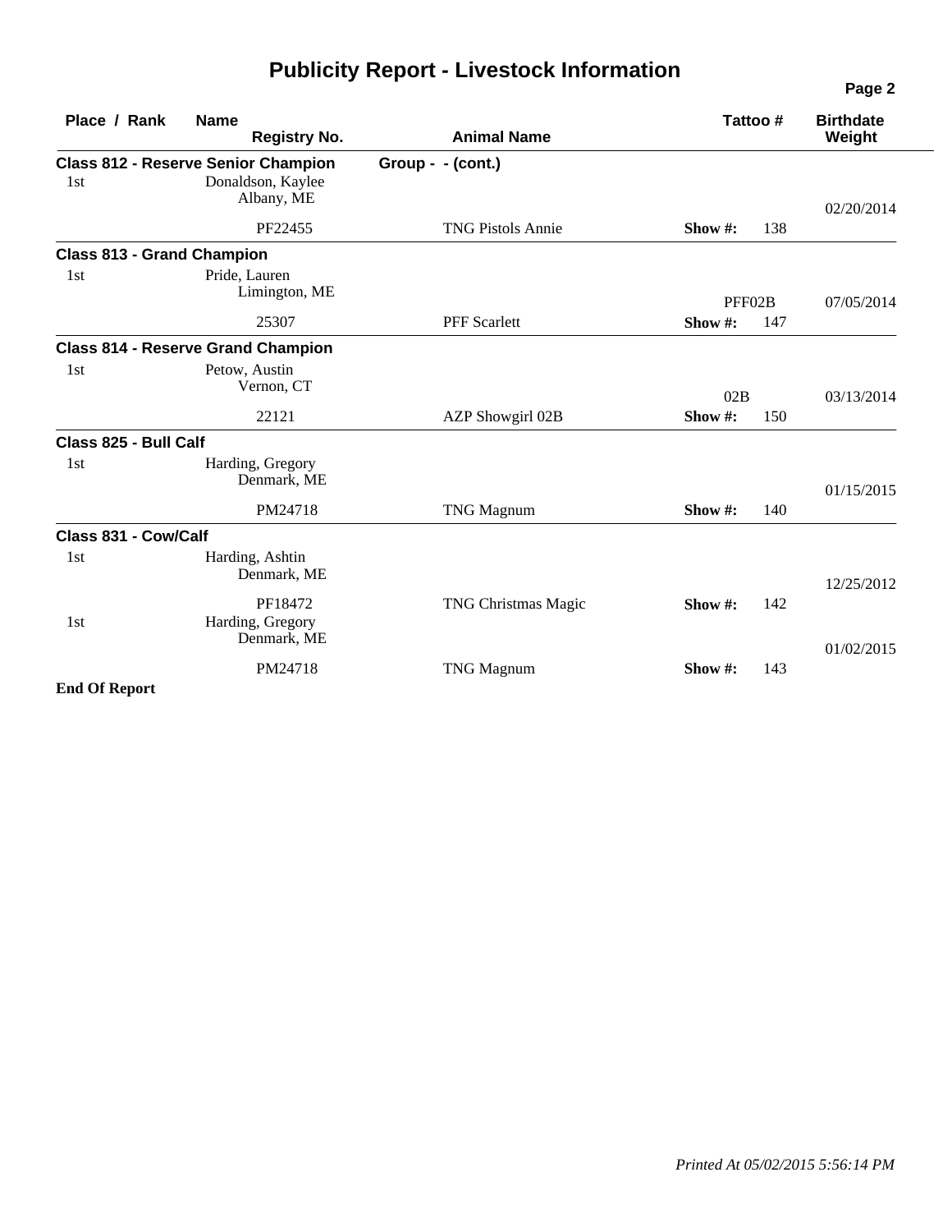# Publicity Report - Livestock Information

| Place / Rank | Name / Registry No. | Animal Name | Tattoo # | | Birthdate / Weight |
|---|---|---|---|---|---|
| **Class 812 - Reserve Senior Champion** | | **Group - - (cont.)** | | | |
| 1st | Donaldson, Kaylee<br>Albany, ME | | | | 02/20/2014 |
| | PF22455 | TNG Pistols Annie | **Show #:** | 138 | |
| **Class 813 - Grand Champion** | | | | | |
| 1st | Pride, Lauren<br>Limington, ME | | PFF02B | | 07/05/2014 |
| | 25307 | PFF Scarlett | **Show #:** | 147 | |
| **Class 814 - Reserve Grand Champion** | | | | | |
| 1st | Petow, Austin<br>Vernon, CT | | 02B | | 03/13/2014 |
| | 22121 | AZP Showgirl 02B | **Show #:** | 150 | |
| **Class 825 - Bull Calf** | | | | | |
| 1st | Harding, Gregory<br>Denmark, ME | | | | 01/15/2015 |
| | PM24718 | TNG Magnum | **Show #:** | 140 | |
| **Class 831 - Cow/Calf** | | | | | |
| 1st | Harding, Ashtin<br>Denmark, ME | | | | 12/25/2012 |
| | PF18472 | TNG Christmas Magic | **Show #:** | 142 | |
| 1st | Harding, Gregory<br>Denmark, ME | | | | 01/02/2015 |
| | PM24718 | TNG Magnum | **Show #:** | 143 | |

**End Of Report**

*Printed At 05/02/2015 5:56:14 PM*